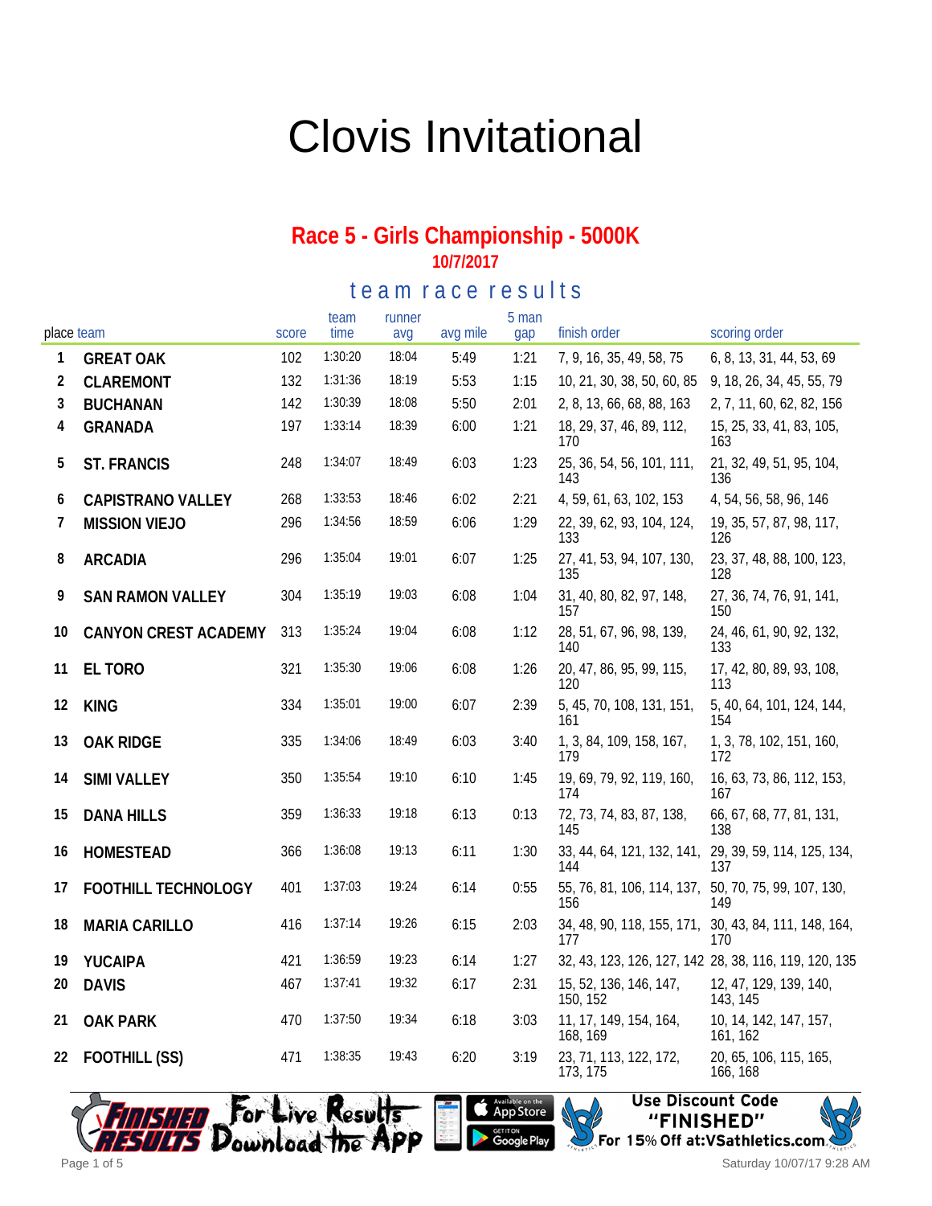# Clovis Invitational

## Race 5 - Girls Championship - 5000K

**10/7/2017**

### team race results

| place | team | score | team time | runner avg | avg mile | 5 man gap | finish order | scoring order |
|---|---|---|---|---|---|---|---|---|
| 1 | GREAT OAK | 102 | 1:30:20 | 18:04 | 5:49 | 1:21 | 7, 9, 16, 35, 49, 58, 75 | 6, 8, 13, 31, 44, 53, 69 |
| 2 | CLAREMONT | 132 | 1:31:36 | 18:19 | 5:53 | 1:15 | 10, 21, 30, 38, 50, 60, 85 | 9, 18, 26, 34, 45, 55, 79 |
| 3 | BUCHANAN | 142 | 1:30:39 | 18:08 | 5:50 | 2:01 | 2, 8, 13, 66, 68, 88, 163 | 2, 7, 11, 60, 62, 82, 156 |
| 4 | GRANADA | 197 | 1:33:14 | 18:39 | 6:00 | 1:21 | 18, 29, 37, 46, 89, 112, 170 | 15, 25, 33, 41, 83, 105, 163 |
| 5 | ST. FRANCIS | 248 | 1:34:07 | 18:49 | 6:03 | 1:23 | 25, 36, 54, 56, 101, 111, 143 | 21, 32, 49, 51, 95, 104, 136 |
| 6 | CAPISTRANO VALLEY | 268 | 1:33:53 | 18:46 | 6:02 | 2:21 | 4, 59, 61, 63, 102, 153 | 4, 54, 56, 58, 96, 146 |
| 7 | MISSION VIEJO | 296 | 1:34:56 | 18:59 | 6:06 | 1:29 | 22, 39, 62, 93, 104, 124, 133 | 19, 35, 57, 87, 98, 117, 126 |
| 8 | ARCADIA | 296 | 1:35:04 | 19:01 | 6:07 | 1:25 | 27, 41, 53, 94, 107, 130, 135 | 23, 37, 48, 88, 100, 123, 128 |
| 9 | SAN RAMON VALLEY | 304 | 1:35:19 | 19:03 | 6:08 | 1:04 | 31, 40, 80, 82, 97, 148, 157 | 27, 36, 74, 76, 91, 141, 150 |
| 10 | CANYON CREST ACADEMY | 313 | 1:35:24 | 19:04 | 6:08 | 1:12 | 28, 51, 67, 96, 98, 139, 140 | 24, 46, 61, 90, 92, 132, 133 |
| 11 | EL TORO | 321 | 1:35:30 | 19:06 | 6:08 | 1:26 | 20, 47, 86, 95, 99, 115, 120 | 17, 42, 80, 89, 93, 108, 113 |
| 12 | KING | 334 | 1:35:01 | 19:00 | 6:07 | 2:39 | 5, 45, 70, 108, 131, 151, 161 | 5, 40, 64, 101, 124, 144, 154 |
| 13 | OAK RIDGE | 335 | 1:34:06 | 18:49 | 6:03 | 3:40 | 1, 3, 84, 109, 158, 167, 179 | 1, 3, 78, 102, 151, 160, 172 |
| 14 | SIMI VALLEY | 350 | 1:35:54 | 19:10 | 6:10 | 1:45 | 19, 69, 79, 92, 119, 160, 174 | 16, 63, 73, 86, 112, 153, 167 |
| 15 | DANA HILLS | 359 | 1:36:33 | 19:18 | 6:13 | 0:13 | 72, 73, 74, 83, 87, 138, 145 | 66, 67, 68, 77, 81, 131, 138 |
| 16 | HOMESTEAD | 366 | 1:36:08 | 19:13 | 6:11 | 1:30 | 33, 44, 64, 121, 132, 141, 144 | 29, 39, 59, 114, 125, 134, 137 |
| 17 | FOOTHILL TECHNOLOGY | 401 | 1:37:03 | 19:24 | 6:14 | 0:55 | 55, 76, 81, 106, 114, 137, 156 | 50, 70, 75, 99, 107, 130, 149 |
| 18 | MARIA CARILLO | 416 | 1:37:14 | 19:26 | 6:15 | 2:03 | 34, 48, 90, 118, 155, 171, 177 | 30, 43, 84, 111, 148, 164, 170 |
| 19 | YUCAIPA | 421 | 1:36:59 | 19:23 | 6:14 | 1:27 | 32, 43, 123, 126, 127, 142 | 28, 38, 116, 119, 120, 135 |
| 20 | DAVIS | 467 | 1:37:41 | 19:32 | 6:17 | 2:31 | 15, 52, 136, 146, 147, 150, 152 | 12, 47, 129, 139, 140, 143, 145 |
| 21 | OAK PARK | 470 | 1:37:50 | 19:34 | 6:18 | 3:03 | 11, 17, 149, 154, 164, 168, 169 | 10, 14, 142, 147, 157, 161, 162 |
| 22 | FOOTHILL (SS) | 471 | 1:38:35 | 19:43 | 6:20 | 3:19 | 23, 71, 113, 122, 172, 173, 175 | 20, 65, 106, 115, 165, 166, 168 |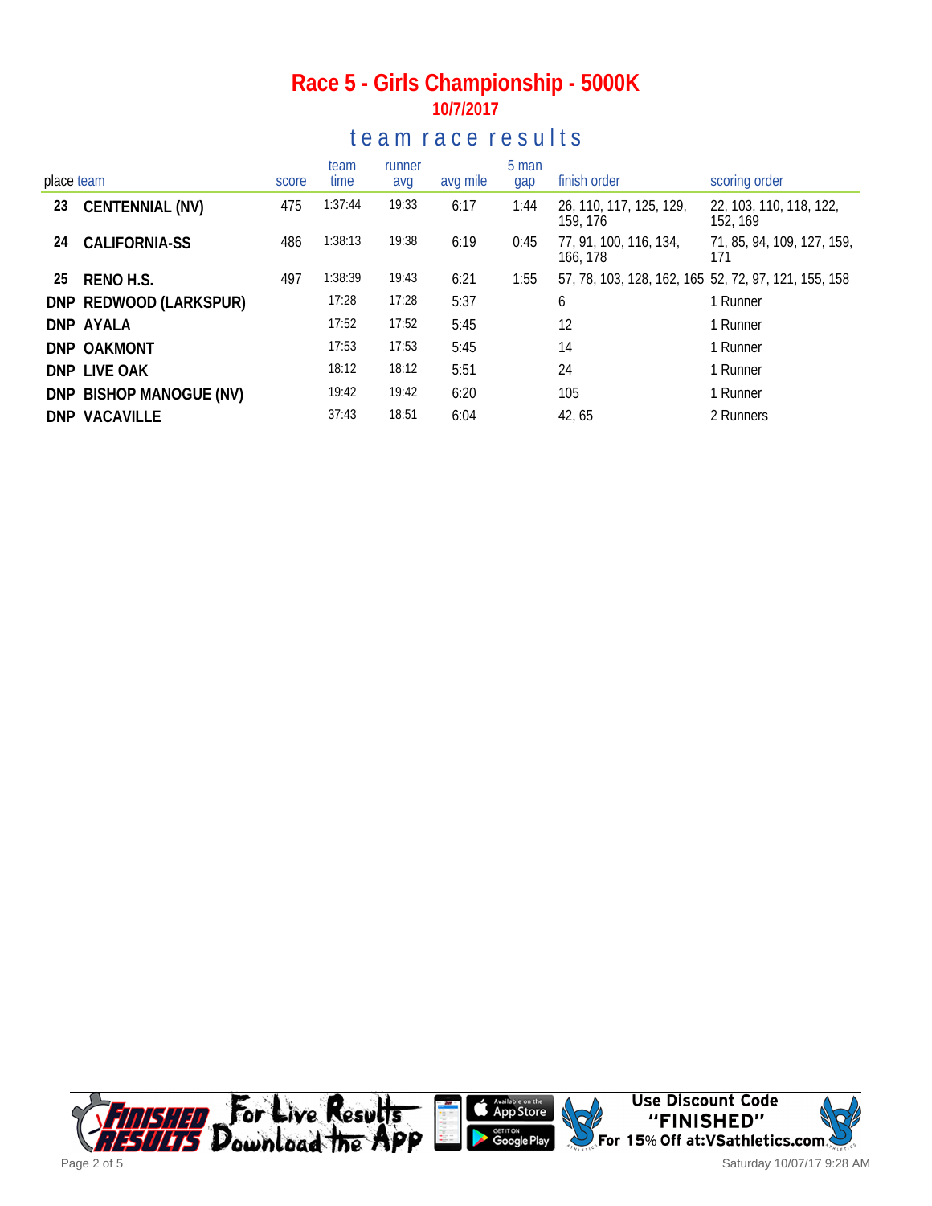# Race 5 - Girls Championship - 5000K

**10/7/2017**

## team race results

| place | team | score | team time | runner avg | avg mile | 5 man gap | finish order | scoring order |
|---|---|---|---|---|---|---|---|---|
| 23 | CENTENNIAL (NV) | 475 | 1:37:44 | 19:33 | 6:17 | 1:44 | 26, 110, 117, 125, 129, 159, 176 | 22, 103, 110, 118, 122, 152, 169 |
| 24 | CALIFORNIA-SS | 486 | 1:38:13 | 19:38 | 6:19 | 0:45 | 77, 91, 100, 116, 134, 166, 178 | 71, 85, 94, 109, 127, 159, 171 |
| 25 | RENO H.S. | 497 | 1:38:39 | 19:43 | 6:21 | 1:55 | 57, 78, 103, 128, 162, 165 | 52, 72, 97, 121, 155, 158 |
| DNP | REDWOOD (LARKSPUR) | | 17:28 | 17:28 | 5:37 | | 6 | 1 Runner |
| DNP | AYALA | | 17:52 | 17:52 | 5:45 | | 12 | 1 Runner |
| DNP | OAKMONT | | 17:53 | 17:53 | 5:45 | | 14 | 1 Runner |
| DNP | LIVE OAK | | 18:12 | 18:12 | 5:51 | | 24 | 1 Runner |
| DNP | BISHOP MANOGUE (NV) | | 19:42 | 19:42 | 6:20 | | 105 | 1 Runner |
| DNP | VACAVILLE | | 37:43 | 18:51 | 6:04 | | 42, 65 | 2 Runners |

Finished Results — For Live Results Download the App — Available on the App Store — Get it on Google Play

Use Discount Code "FINISHED" For 15% Off at:VSathletics.com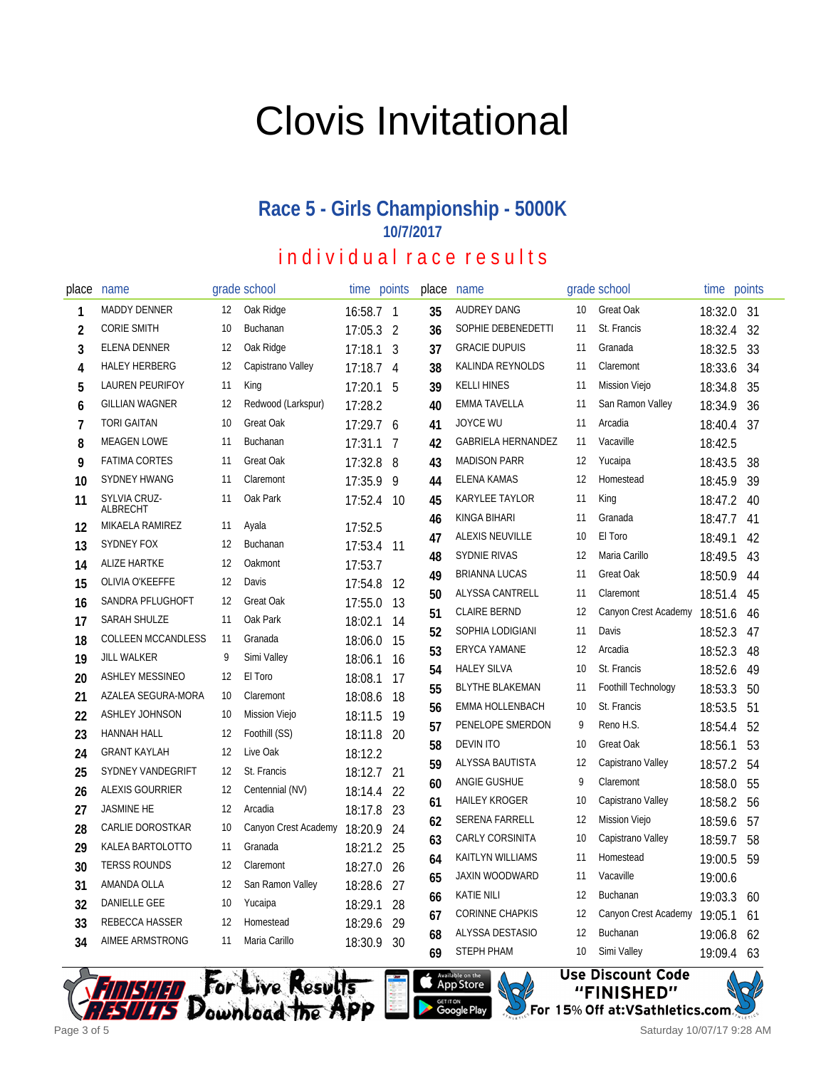# Clovis Invitational

## Race 5 - Girls Championship - 5000K

### 10/7/2017

### individual race results

| place | name | grade | school | time | points |
|---|---|---|---|---|---|
| 1 | MADDY DENNER | 12 | Oak Ridge | 16:58.7 | 1 |
| 2 | CORIE SMITH | 10 | Buchanan | 17:05.3 | 2 |
| 3 | ELENA DENNER | 12 | Oak Ridge | 17:18.1 | 3 |
| 4 | HALEY HERBERG | 12 | Capistrano Valley | 17:18.7 | 4 |
| 5 | LAUREN PEURIFOY | 11 | King | 17:20.1 | 5 |
| 6 | GILLIAN WAGNER | 12 | Redwood (Larkspur) | 17:28.2 | |
| 7 | TORI GAITAN | 10 | Great Oak | 17:29.7 | 6 |
| 8 | MEAGEN LOWE | 11 | Buchanan | 17:31.1 | 7 |
| 9 | FATIMA CORTES | 11 | Great Oak | 17:32.8 | 8 |
| 10 | SYDNEY HWANG | 11 | Claremont | 17:35.9 | 9 |
| 11 | SYLVIA CRUZ-ALBRECHT | 11 | Oak Park | 17:52.4 | 10 |
| 12 | MIKAELA RAMIREZ | 11 | Ayala | 17:52.5 | |
| 13 | SYDNEY FOX | 12 | Buchanan | 17:53.4 | 11 |
| 14 | ALIZE HARTKE | 12 | Oakmont | 17:53.7 | |
| 15 | OLIVIA O'KEEFFE | 12 | Davis | 17:54.8 | 12 |
| 16 | SANDRA PFLUGHOFT | 12 | Great Oak | 17:55.0 | 13 |
| 17 | SARAH SHULZE | 11 | Oak Park | 18:02.1 | 14 |
| 18 | COLLEEN MCCANDLESS | 11 | Granada | 18:06.0 | 15 |
| 19 | JILL WALKER | 9 | Simi Valley | 18:06.1 | 16 |
| 20 | ASHLEY MESSINEO | 12 | El Toro | 18:08.1 | 17 |
| 21 | AZALEA SEGURA-MORA | 10 | Claremont | 18:08.6 | 18 |
| 22 | ASHLEY JOHNSON | 10 | Mission Viejo | 18:11.5 | 19 |
| 23 | HANNAH HALL | 12 | Foothill (SS) | 18:11.8 | 20 |
| 24 | GRANT KAYLAH | 12 | Live Oak | 18:12.2 | |
| 25 | SYDNEY VANDEGRIFT | 12 | St. Francis | 18:12.7 | 21 |
| 26 | ALEXIS GOURRIER | 12 | Centennial (NV) | 18:14.4 | 22 |
| 27 | JASMINE HE | 12 | Arcadia | 18:17.8 | 23 |
| 28 | CARLIE DOROSTKAR | 10 | Canyon Crest Academy | 18:20.9 | 24 |
| 29 | KALEA BARTOLOTTO | 11 | Granada | 18:21.2 | 25 |
| 30 | TERSS ROUNDS | 12 | Claremont | 18:27.0 | 26 |
| 31 | AMANDA OLLA | 12 | San Ramon Valley | 18:28.6 | 27 |
| 32 | DANIELLE GEE | 10 | Yucaipa | 18:29.1 | 28 |
| 33 | REBECCA HASSER | 12 | Homestead | 18:29.6 | 29 |
| 34 | AIMEE ARMSTRONG | 11 | Maria Carillo | 18:30.9 | 30 |
| 35 | AUDREY DANG | 10 | Great Oak | 18:32.0 | 31 |
| 36 | SOPHIE DEBENEDETTI | 11 | St. Francis | 18:32.4 | 32 |
| 37 | GRACIE DUPUIS | 11 | Granada | 18:32.5 | 33 |
| 38 | KALINDA REYNOLDS | 11 | Claremont | 18:33.6 | 34 |
| 39 | KELLI HINES | 11 | Mission Viejo | 18:34.8 | 35 |
| 40 | EMMA TAVELLA | 11 | San Ramon Valley | 18:34.9 | 36 |
| 41 | JOYCE WU | 11 | Arcadia | 18:40.4 | 37 |
| 42 | GABRIELA HERNANDEZ | 11 | Vacaville | 18:42.5 | |
| 43 | MADISON PARR | 12 | Yucaipa | 18:43.5 | 38 |
| 44 | ELENA KAMAS | 12 | Homestead | 18:45.9 | 39 |
| 45 | KARYLEE TAYLOR | 11 | King | 18:47.2 | 40 |
| 46 | KINGA BIHARI | 11 | Granada | 18:47.7 | 41 |
| 47 | ALEXIS NEUVILLE | 10 | El Toro | 18:49.1 | 42 |
| 48 | SYDNIE RIVAS | 12 | Maria Carillo | 18:49.5 | 43 |
| 49 | BRIANNA LUCAS | 11 | Great Oak | 18:50.9 | 44 |
| 50 | ALYSSA CANTRELL | 11 | Claremont | 18:51.4 | 45 |
| 51 | CLAIRE BERND | 12 | Canyon Crest Academy | 18:51.6 | 46 |
| 52 | SOPHIA LODIGIANI | 11 | Davis | 18:52.3 | 47 |
| 53 | ERYCA YAMANE | 12 | Arcadia | 18:52.3 | 48 |
| 54 | HALEY SILVA | 10 | St. Francis | 18:52.6 | 49 |
| 55 | BLYTHE BLAKEMAN | 11 | Foothill Technology | 18:53.3 | 50 |
| 56 | EMMA HOLLENBACH | 10 | St. Francis | 18:53.5 | 51 |
| 57 | PENELOPE SMERDON | 9 | Reno H.S. | 18:54.4 | 52 |
| 58 | DEVIN ITO | 10 | Great Oak | 18:56.1 | 53 |
| 59 | ALYSSA BAUTISTA | 12 | Capistrano Valley | 18:57.2 | 54 |
| 60 | ANGIE GUSHUE | 9 | Claremont | 18:58.0 | 55 |
| 61 | HAILEY KROGER | 10 | Capistrano Valley | 18:58.2 | 56 |
| 62 | SERENA FARRELL | 12 | Mission Viejo | 18:59.6 | 57 |
| 63 | CARLY CORSINITA | 10 | Capistrano Valley | 18:59.7 | 58 |
| 64 | KAITLYN WILLIAMS | 11 | Homestead | 19:00.5 | 59 |
| 65 | JAXIN WOODWARD | 11 | Vacaville | 19:00.6 | |
| 66 | KATIE NILI | 12 | Buchanan | 19:03.3 | 60 |
| 67 | CORINNE CHAPKIS | 12 | Canyon Crest Academy | 19:05.1 | 61 |
| 68 | ALYSSA DESTASIO | 12 | Buchanan | 19:06.8 | 62 |
| 69 | STEPH PHAM | 10 | Simi Valley | 19:09.4 | 63 |

Finished Results — For Live Results Download the App

Use Discount Code "FINISHED" For 15% Off at:VSathletics.com

Saturday 10/07/17 9:28 AM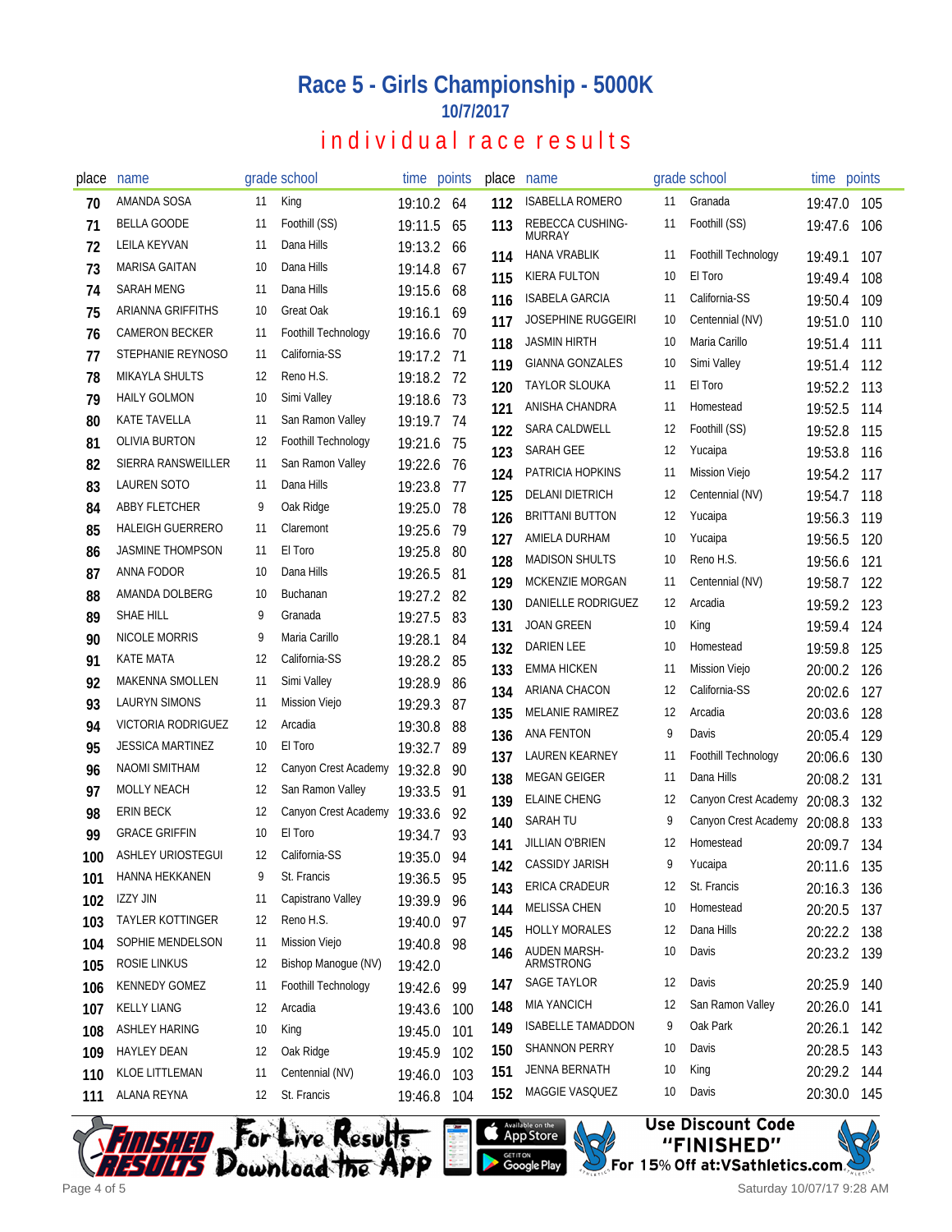# Race 5 - Girls Championship - 5000K

## 10/7/2017

## individual race results

| place | name | grade | school | time | points |
|---|---|---|---|---|---|
| 70 | AMANDA SOSA | 11 | King | 19:10.2 | 64 |
| 71 | BELLA GOODE | 11 | Foothill (SS) | 19:11.5 | 65 |
| 72 | LEILA KEYVAN | 11 | Dana Hills | 19:13.2 | 66 |
| 73 | MARISA GAITAN | 10 | Dana Hills | 19:14.8 | 67 |
| 74 | SARAH MENG | 11 | Dana Hills | 19:15.6 | 68 |
| 75 | ARIANNA GRIFFITHS | 10 | Great Oak | 19:16.1 | 69 |
| 76 | CAMERON BECKER | 11 | Foothill Technology | 19:16.6 | 70 |
| 77 | STEPHANIE REYNOSO | 11 | California-SS | 19:17.2 | 71 |
| 78 | MIKAYLA SHULTS | 12 | Reno H.S. | 19:18.2 | 72 |
| 79 | HAILY GOLMON | 10 | Simi Valley | 19:18.6 | 73 |
| 80 | KATE TAVELLA | 11 | San Ramon Valley | 19:19.7 | 74 |
| 81 | OLIVIA BURTON | 12 | Foothill Technology | 19:21.6 | 75 |
| 82 | SIERRA RANSWEILLER | 11 | San Ramon Valley | 19:22.6 | 76 |
| 83 | LAUREN SOTO | 11 | Dana Hills | 19:23.8 | 77 |
| 84 | ABBY FLETCHER | 9 | Oak Ridge | 19:25.0 | 78 |
| 85 | HALEIGH GUERRERO | 11 | Claremont | 19:25.6 | 79 |
| 86 | JASMINE THOMPSON | 11 | El Toro | 19:25.8 | 80 |
| 87 | ANNA FODOR | 10 | Dana Hills | 19:26.5 | 81 |
| 88 | AMANDA DOLBERG | 10 | Buchanan | 19:27.2 | 82 |
| 89 | SHAE HILL | 9 | Granada | 19:27.5 | 83 |
| 90 | NICOLE MORRIS | 9 | Maria Carillo | 19:28.1 | 84 |
| 91 | KATE MATA | 12 | California-SS | 19:28.2 | 85 |
| 92 | MAKENNA SMOLLEN | 11 | Simi Valley | 19:28.9 | 86 |
| 93 | LAURYN SIMONS | 11 | Mission Viejo | 19:29.3 | 87 |
| 94 | VICTORIA RODRIGUEZ | 12 | Arcadia | 19:30.8 | 88 |
| 95 | JESSICA MARTINEZ | 10 | El Toro | 19:32.7 | 89 |
| 96 | NAOMI SMITHAM | 12 | Canyon Crest Academy | 19:32.8 | 90 |
| 97 | MOLLY NEACH | 12 | San Ramon Valley | 19:33.5 | 91 |
| 98 | ERIN BECK | 12 | Canyon Crest Academy | 19:33.6 | 92 |
| 99 | GRACE GRIFFIN | 10 | El Toro | 19:34.7 | 93 |
| 100 | ASHLEY URIOSTEGUI | 12 | California-SS | 19:35.0 | 94 |
| 101 | HANNA HEKKANEN | 9 | St. Francis | 19:36.5 | 95 |
| 102 | IZZY JIN | 11 | Capistrano Valley | 19:39.9 | 96 |
| 103 | TAYLER KOTTINGER | 12 | Reno H.S. | 19:40.0 | 97 |
| 104 | SOPHIE MENDELSON | 11 | Mission Viejo | 19:40.8 | 98 |
| 105 | ROSIE LINKUS | 12 | Bishop Manogue (NV) | 19:42.0 | |
| 106 | KENNEDY GOMEZ | 11 | Foothill Technology | 19:42.6 | 99 |
| 107 | KELLY LIANG | 12 | Arcadia | 19:43.6 | 100 |
| 108 | ASHLEY HARING | 10 | King | 19:45.0 | 101 |
| 109 | HAYLEY DEAN | 12 | Oak Ridge | 19:45.9 | 102 |
| 110 | KLOE LITTLEMAN | 11 | Centennial (NV) | 19:46.0 | 103 |
| 111 | ALANA REYNA | 12 | St. Francis | 19:46.8 | 104 |
| 112 | ISABELLA ROMERO | 11 | Granada | 19:47.0 | 105 |
| 113 | REBECCA CUSHING-MURRAY | 11 | Foothill (SS) | 19:47.6 | 106 |
| 114 | HANA VRABLIK | 11 | Foothill Technology | 19:49.1 | 107 |
| 115 | KIERA FULTON | 10 | El Toro | 19:49.4 | 108 |
| 116 | ISABELA GARCIA | 11 | California-SS | 19:50.4 | 109 |
| 117 | JOSEPHINE RUGGEIRI | 10 | Centennial (NV) | 19:51.0 | 110 |
| 118 | JASMIN HIRTH | 10 | Maria Carillo | 19:51.4 | 111 |
| 119 | GIANNA GONZALES | 10 | Simi Valley | 19:51.4 | 112 |
| 120 | TAYLOR SLOUKA | 11 | El Toro | 19:52.2 | 113 |
| 121 | ANISHA CHANDRA | 11 | Homestead | 19:52.5 | 114 |
| 122 | SARA CALDWELL | 12 | Foothill (SS) | 19:52.8 | 115 |
| 123 | SARAH GEE | 12 | Yucaipa | 19:53.8 | 116 |
| 124 | PATRICIA HOPKINS | 11 | Mission Viejo | 19:54.2 | 117 |
| 125 | DELANI DIETRICH | 12 | Centennial (NV) | 19:54.7 | 118 |
| 126 | BRITTANI BUTTON | 12 | Yucaipa | 19:56.3 | 119 |
| 127 | AMIELA DURHAM | 10 | Yucaipa | 19:56.5 | 120 |
| 128 | MADISON SHULTS | 10 | Reno H.S. | 19:56.6 | 121 |
| 129 | MCKENZIE MORGAN | 11 | Centennial (NV) | 19:58.7 | 122 |
| 130 | DANIELLE RODRIGUEZ | 12 | Arcadia | 19:59.2 | 123 |
| 131 | JOAN GREEN | 10 | King | 19:59.4 | 124 |
| 132 | DARIEN LEE | 10 | Homestead | 19:59.8 | 125 |
| 133 | EMMA HICKEN | 11 | Mission Viejo | 20:00.2 | 126 |
| 134 | ARIANA CHACON | 12 | California-SS | 20:02.6 | 127 |
| 135 | MELANIE RAMIREZ | 12 | Arcadia | 20:03.6 | 128 |
| 136 | ANA FENTON | 9 | Davis | 20:05.4 | 129 |
| 137 | LAUREN KEARNEY | 11 | Foothill Technology | 20:06.6 | 130 |
| 138 | MEGAN GEIGER | 11 | Dana Hills | 20:08.2 | 131 |
| 139 | ELAINE CHENG | 12 | Canyon Crest Academy | 20:08.3 | 132 |
| 140 | SARAH TU | 9 | Canyon Crest Academy | 20:08.8 | 133 |
| 141 | JILLIAN O'BRIEN | 12 | Homestead | 20:09.7 | 134 |
| 142 | CASSIDY JARISH | 9 | Yucaipa | 20:11.6 | 135 |
| 143 | ERICA CRADEUR | 12 | St. Francis | 20:16.3 | 136 |
| 144 | MELISSA CHEN | 10 | Homestead | 20:20.5 | 137 |
| 145 | HOLLY MORALES | 12 | Dana Hills | 20:22.2 | 138 |
| 146 | AUDEN MARSH-ARMSTRONG | 10 | Davis | 20:23.2 | 139 |
| 147 | SAGE TAYLOR | 12 | Davis | 20:25.9 | 140 |
| 148 | MIA YANCICH | 12 | San Ramon Valley | 20:26.0 | 141 |
| 149 | ISABELLE TAMADDON | 9 | Oak Park | 20:26.1 | 142 |
| 150 | SHANNON PERRY | 10 | Davis | 20:28.5 | 143 |
| 151 | JENNA BERNATH | 10 | King | 20:29.2 | 144 |
| 152 | MAGGIE VASQUEZ | 10 | Davis | 20:30.0 | 145 |

Finished Results — For Live Results Download the App — Available on the App Store / Get it on Google Play

Use Discount Code "FINISHED" For 15% Off at:VSathletics.com

Saturday 10/07/17 9:28 AM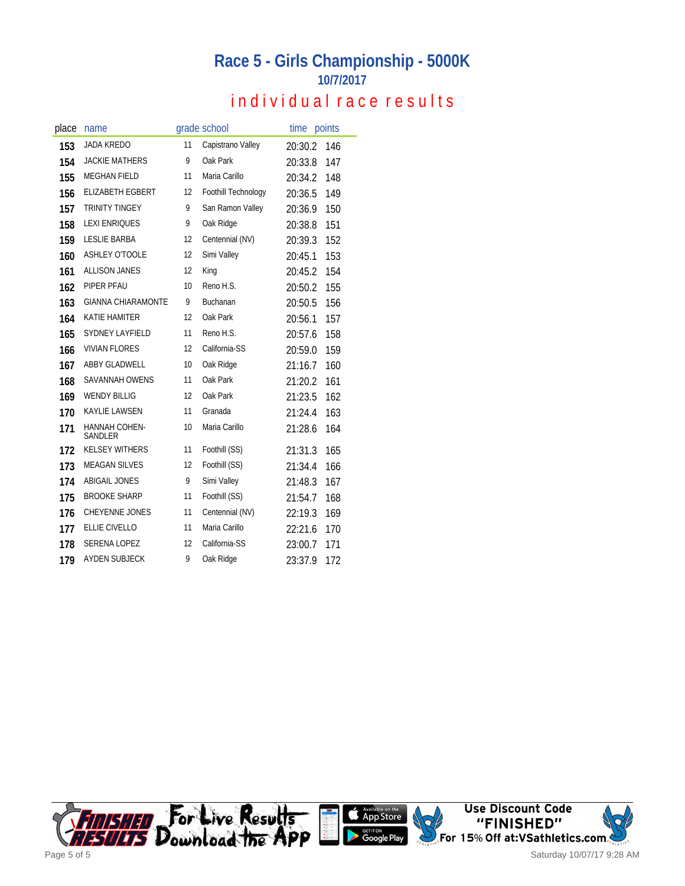# Race 5 - Girls Championship - 5000K

## 10/7/2017

## individual race results

| place | name | grade | school | time | points |
|---|---|---|---|---|---|
| 153 | JADA KREDO | 11 | Capistrano Valley | 20:30.2 | 146 |
| 154 | JACKIE MATHERS | 9 | Oak Park | 20:33.8 | 147 |
| 155 | MEGHAN FIELD | 11 | Maria Carillo | 20:34.2 | 148 |
| 156 | ELIZABETH EGBERT | 12 | Foothill Technology | 20:36.5 | 149 |
| 157 | TRINITY TINGEY | 9 | San Ramon Valley | 20:36.9 | 150 |
| 158 | LEXI ENRIQUES | 9 | Oak Ridge | 20:38.8 | 151 |
| 159 | LESLIE BARBA | 12 | Centennial (NV) | 20:39.3 | 152 |
| 160 | ASHLEY O'TOOLE | 12 | Simi Valley | 20:45.1 | 153 |
| 161 | ALLISON JANES | 12 | King | 20:45.2 | 154 |
| 162 | PIPER PFAU | 10 | Reno H.S. | 20:50.2 | 155 |
| 163 | GIANNA CHIARAMONTE | 9 | Buchanan | 20:50.5 | 156 |
| 164 | KATIE HAMITER | 12 | Oak Park | 20:56.1 | 157 |
| 165 | SYDNEY LAYFIELD | 11 | Reno H.S. | 20:57.6 | 158 |
| 166 | VIVIAN FLORES | 12 | California-SS | 20:59.0 | 159 |
| 167 | ABBY GLADWELL | 10 | Oak Ridge | 21:16.7 | 160 |
| 168 | SAVANNAH OWENS | 11 | Oak Park | 21:20.2 | 161 |
| 169 | WENDY BILLIG | 12 | Oak Park | 21:23.5 | 162 |
| 170 | KAYLIE LAWSEN | 11 | Granada | 21:24.4 | 163 |
| 171 | HANNAH COHEN-SANDLER | 10 | Maria Carillo | 21:28.6 | 164 |
| 172 | KELSEY WITHERS | 11 | Foothill (SS) | 21:31.3 | 165 |
| 173 | MEAGAN SILVES | 12 | Foothill (SS) | 21:34.4 | 166 |
| 174 | ABIGAIL JONES | 9 | Simi Valley | 21:48.3 | 167 |
| 175 | BROOKE SHARP | 11 | Foothill (SS) | 21:54.7 | 168 |
| 176 | CHEYENNE JONES | 11 | Centennial (NV) | 22:19.3 | 169 |
| 177 | ELLIE CIVELLO | 11 | Maria Carillo | 22:21.6 | 170 |
| 178 | SERENA LOPEZ | 12 | California-SS | 23:00.7 | 171 |
| 179 | AYDEN SUBJECK | 9 | Oak Ridge | 23:37.9 | 172 |

Finished Results — For Live Results Download the App

Use Discount Code "FINISHED" For 15% Off at:VSathletics.com